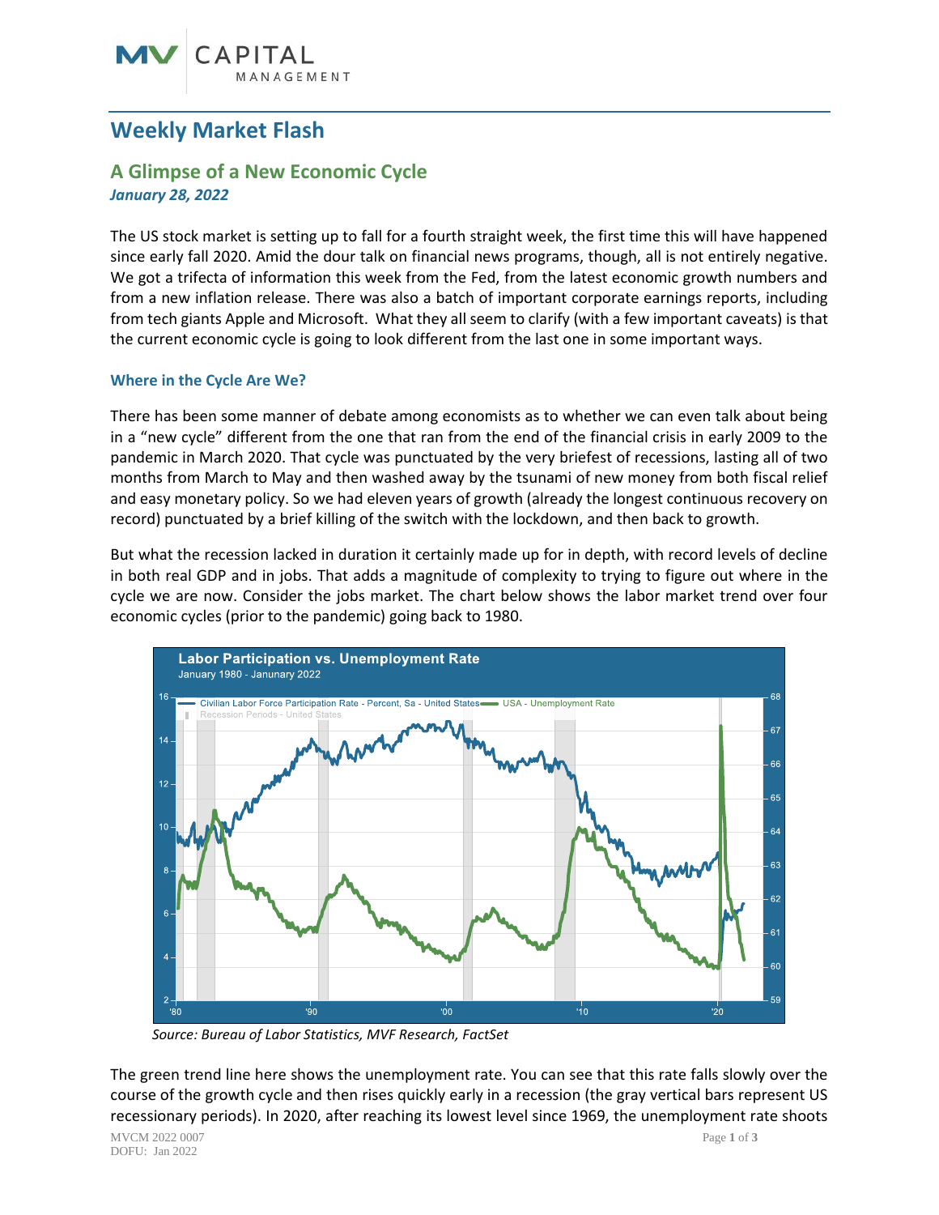# Weekly Market Flash

## A Glimpse of a New Economic Cycle

***January 28, 2022***

The US stock market is setting up to fall for a fourth straight week, the first time this will have happened since early fall 2020. Amid the dour talk on financial news programs, though, all is not entirely negative. We got a trifecta of information this week from the Fed, from the latest economic growth numbers and from a new inflation release. There was also a batch of important corporate earnings reports, including from tech giants Apple and Microsoft. What they all seem to clarify (with a few important caveats) is that the current economic cycle is going to look different from the last one in some important ways.

### Where in the Cycle Are We?

There has been some manner of debate among economists as to whether we can even talk about being in a "new cycle" different from the one that ran from the end of the financial crisis in early 2009 to the pandemic in March 2020. That cycle was punctuated by the very briefest of recessions, lasting all of two months from March to May and then washed away by the tsunami of new money from both fiscal relief and easy monetary policy. So we had eleven years of growth (already the longest continuous recovery on record) punctuated by a brief killing of the switch with the lockdown, and then back to growth.

But what the recession lacked in duration it certainly made up for in depth, with record levels of decline in both real GDP and in jobs. That adds a magnitude of complexity to trying to figure out where in the cycle we are now. Consider the jobs market. The chart below shows the labor market trend over four economic cycles (prior to the pandemic) going back to 1980.

**Labor Participation vs. Unemployment Rate**
January 1980 - January 2022

*Source: Bureau of Labor Statistics, MVF Research, FactSet*

The green trend line here shows the unemployment rate. You can see that this rate falls slowly over the course of the growth cycle and then rises quickly early in a recession (the gray vertical bars represent US recessionary periods). In 2020, after reaching its lowest level since 1969, the unemployment rate shoots

MVCM 2022 0007
DOFU: Jan 2022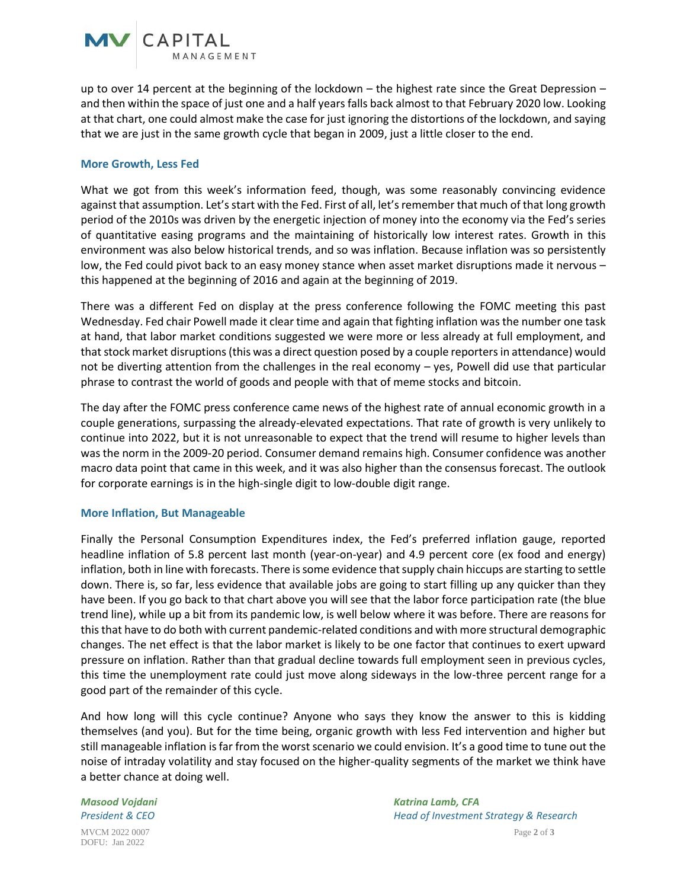up to over 14 percent at the beginning of the lockdown – the highest rate since the Great Depression – and then within the space of just one and a half years falls back almost to that February 2020 low. Looking at that chart, one could almost make the case for just ignoring the distortions of the lockdown, and saying that we are just in the same growth cycle that began in 2009, just a little closer to the end.

### More Growth, Less Fed

What we got from this week's information feed, though, was some reasonably convincing evidence against that assumption. Let's start with the Fed. First of all, let's remember that much of that long growth period of the 2010s was driven by the energetic injection of money into the economy via the Fed's series of quantitative easing programs and the maintaining of historically low interest rates. Growth in this environment was also below historical trends, and so was inflation. Because inflation was so persistently low, the Fed could pivot back to an easy money stance when asset market disruptions made it nervous – this happened at the beginning of 2016 and again at the beginning of 2019.

There was a different Fed on display at the press conference following the FOMC meeting this past Wednesday. Fed chair Powell made it clear time and again that fighting inflation was the number one task at hand, that labor market conditions suggested we were more or less already at full employment, and that stock market disruptions (this was a direct question posed by a couple reporters in attendance) would not be diverting attention from the challenges in the real economy – yes, Powell did use that particular phrase to contrast the world of goods and people with that of meme stocks and bitcoin.

The day after the FOMC press conference came news of the highest rate of annual economic growth in a couple generations, surpassing the already-elevated expectations. That rate of growth is very unlikely to continue into 2022, but it is not unreasonable to expect that the trend will resume to higher levels than was the norm in the 2009-20 period. Consumer demand remains high. Consumer confidence was another macro data point that came in this week, and it was also higher than the consensus forecast. The outlook for corporate earnings is in the high-single digit to low-double digit range.

### More Inflation, But Manageable

Finally the Personal Consumption Expenditures index, the Fed's preferred inflation gauge, reported headline inflation of 5.8 percent last month (year-on-year) and 4.9 percent core (ex food and energy) inflation, both in line with forecasts. There is some evidence that supply chain hiccups are starting to settle down. There is, so far, less evidence that available jobs are going to start filling up any quicker than they have been. If you go back to that chart above you will see that the labor force participation rate (the blue trend line), while up a bit from its pandemic low, is well below where it was before. There are reasons for this that have to do both with current pandemic-related conditions and with more structural demographic changes. The net effect is that the labor market is likely to be one factor that continues to exert upward pressure on inflation. Rather than that gradual decline towards full employment seen in previous cycles, this time the unemployment rate could just move along sideways in the low-three percent range for a good part of the remainder of this cycle.

And how long will this cycle continue? Anyone who says they know the answer to this is kidding themselves (and you). But for the time being, organic growth with less Fed intervention and higher but still manageable inflation is far from the worst scenario we could envision. It's a good time to tune out the noise of intraday volatility and stay focused on the higher-quality segments of the market we think have a better chance at doing well.

***Masood Vojdani***
*President & CEO*

***Katrina Lamb, CFA***
*Head of Investment Strategy & Research*

MVCM 2022 0007
DOFU: Jan 2022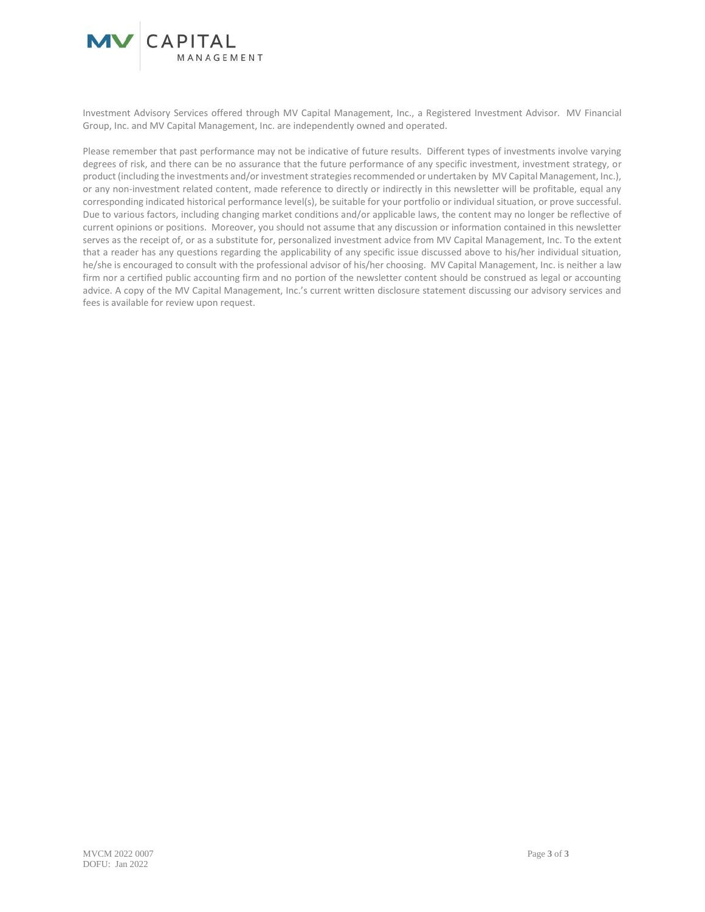Investment Advisory Services offered through MV Capital Management, Inc., a Registered Investment Advisor. MV Financial Group, Inc. and MV Capital Management, Inc. are independently owned and operated.

Please remember that past performance may not be indicative of future results. Different types of investments involve varying degrees of risk, and there can be no assurance that the future performance of any specific investment, investment strategy, or product (including the investments and/or investment strategies recommended or undertaken by MV Capital Management, Inc.), or any non-investment related content, made reference to directly or indirectly in this newsletter will be profitable, equal any corresponding indicated historical performance level(s), be suitable for your portfolio or individual situation, or prove successful. Due to various factors, including changing market conditions and/or applicable laws, the content may no longer be reflective of current opinions or positions. Moreover, you should not assume that any discussion or information contained in this newsletter serves as the receipt of, or as a substitute for, personalized investment advice from MV Capital Management, Inc. To the extent that a reader has any questions regarding the applicability of any specific issue discussed above to his/her individual situation, he/she is encouraged to consult with the professional advisor of his/her choosing. MV Capital Management, Inc. is neither a law firm nor a certified public accounting firm and no portion of the newsletter content should be construed as legal or accounting advice. A copy of the MV Capital Management, Inc.'s current written disclosure statement discussing our advisory services and fees is available for review upon request.

MVCM 2022 0007
DOFU: Jan 2022